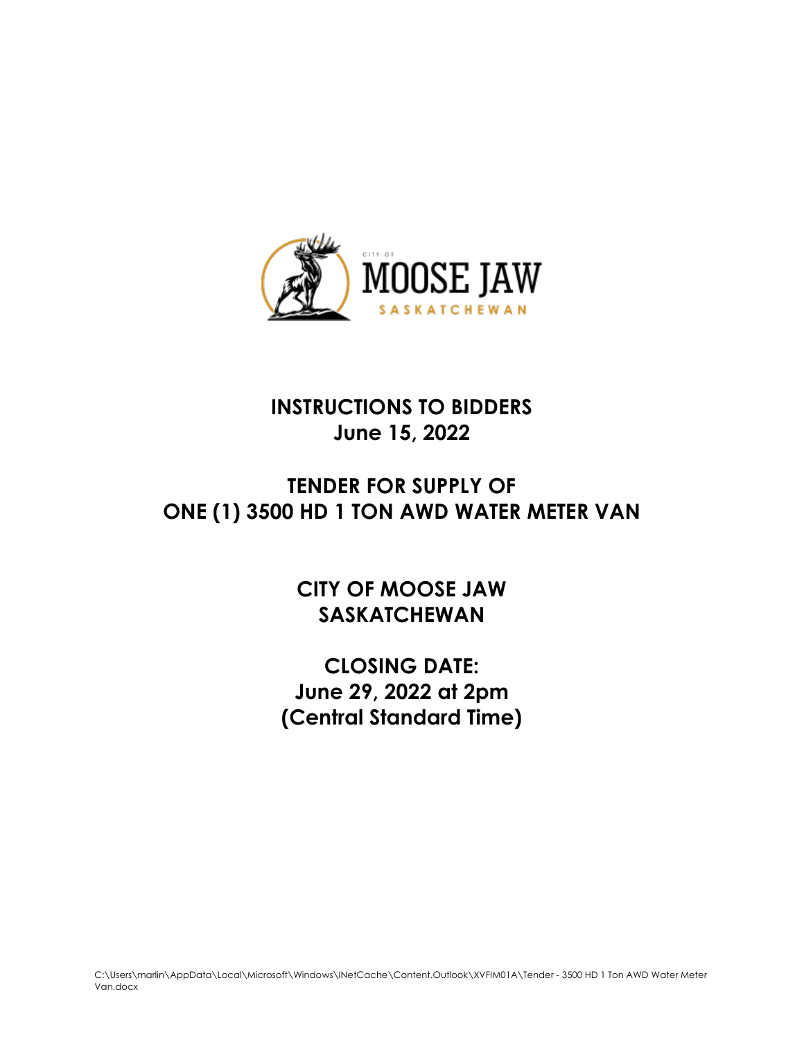# INSTRUCTIONS TO BIDDERS
## June 15, 2022

# TENDER FOR SUPPLY OF ONE (1) 3500 HD 1 TON AWD WATER METER VAN

# CITY OF MOOSE JAW SASKATCHEWAN

## CLOSING DATE:
## June 29, 2022 at 2pm
## (Central Standard Time)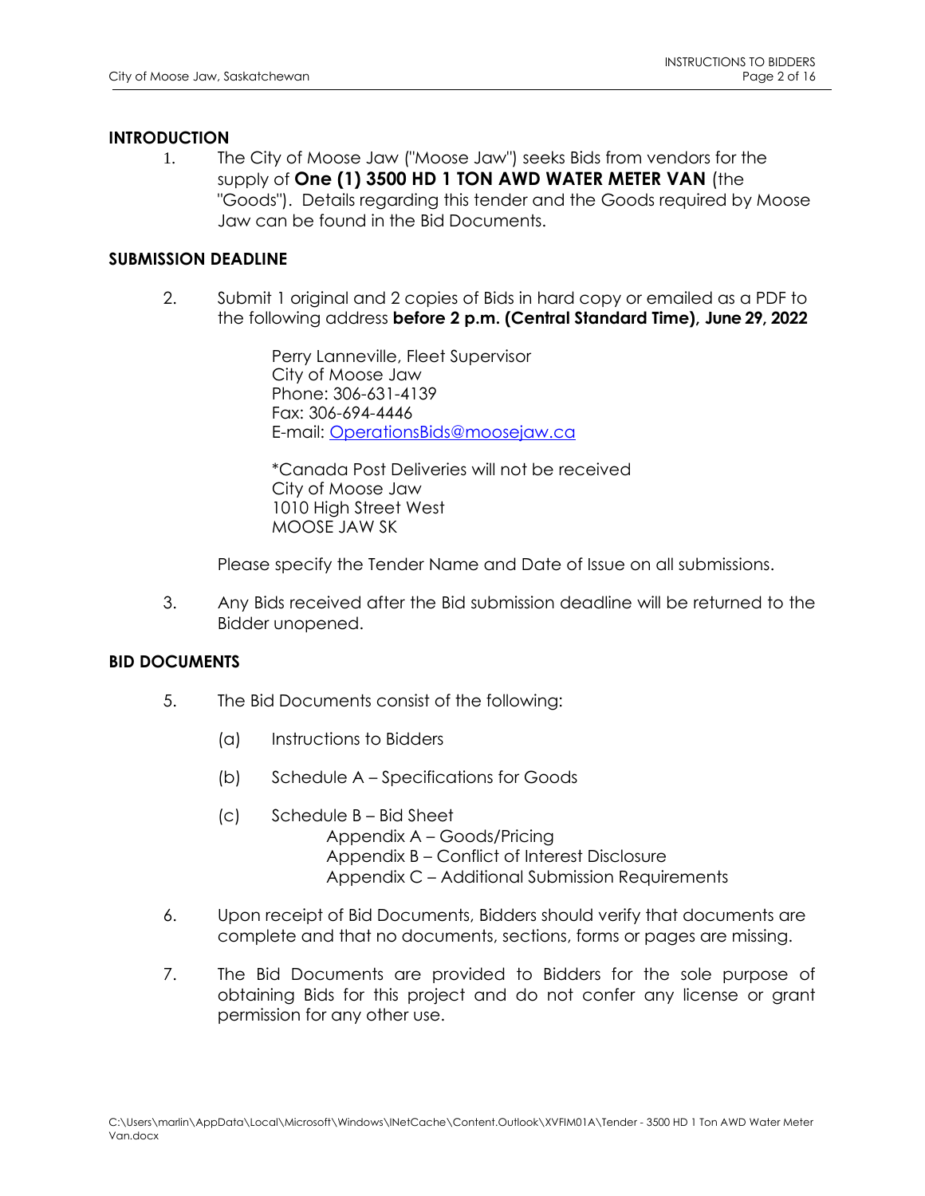## INTRODUCTION

1. The City of Moose Jaw ("Moose Jaw") seeks Bids from vendors for the supply of **One (1) 3500 HD 1 TON AWD WATER METER VAN** (the "Goods"). Details regarding this tender and the Goods required by Moose Jaw can be found in the Bid Documents.

## SUBMISSION DEADLINE

2. Submit 1 original and 2 copies of Bids in hard copy or emailed as a PDF to the following address **before 2 p.m. (Central Standard Time), June 29, 2022**

   Perry Lanneville, Fleet Supervisor
   City of Moose Jaw
   Phone: 306-631-4139
   Fax: 306-694-4446
   E-mail: OperationsBids@moosejaw.ca

   *Canada Post Deliveries will not be received
   City of Moose Jaw
   1010 High Street West
   MOOSE JAW SK

   Please specify the Tender Name and Date of Issue on all submissions.

3. Any Bids received after the Bid submission deadline will be returned to the Bidder unopened.

## BID DOCUMENTS

5. The Bid Documents consist of the following:

   (a) Instructions to Bidders

   (b) Schedule A – Specifications for Goods

   (c) Schedule B – Bid Sheet
      Appendix A – Goods/Pricing
      Appendix B – Conflict of Interest Disclosure
      Appendix C – Additional Submission Requirements

6. Upon receipt of Bid Documents, Bidders should verify that documents are complete and that no documents, sections, forms or pages are missing.

7. The Bid Documents are provided to Bidders for the sole purpose of obtaining Bids for this project and do not confer any license or grant permission for any other use.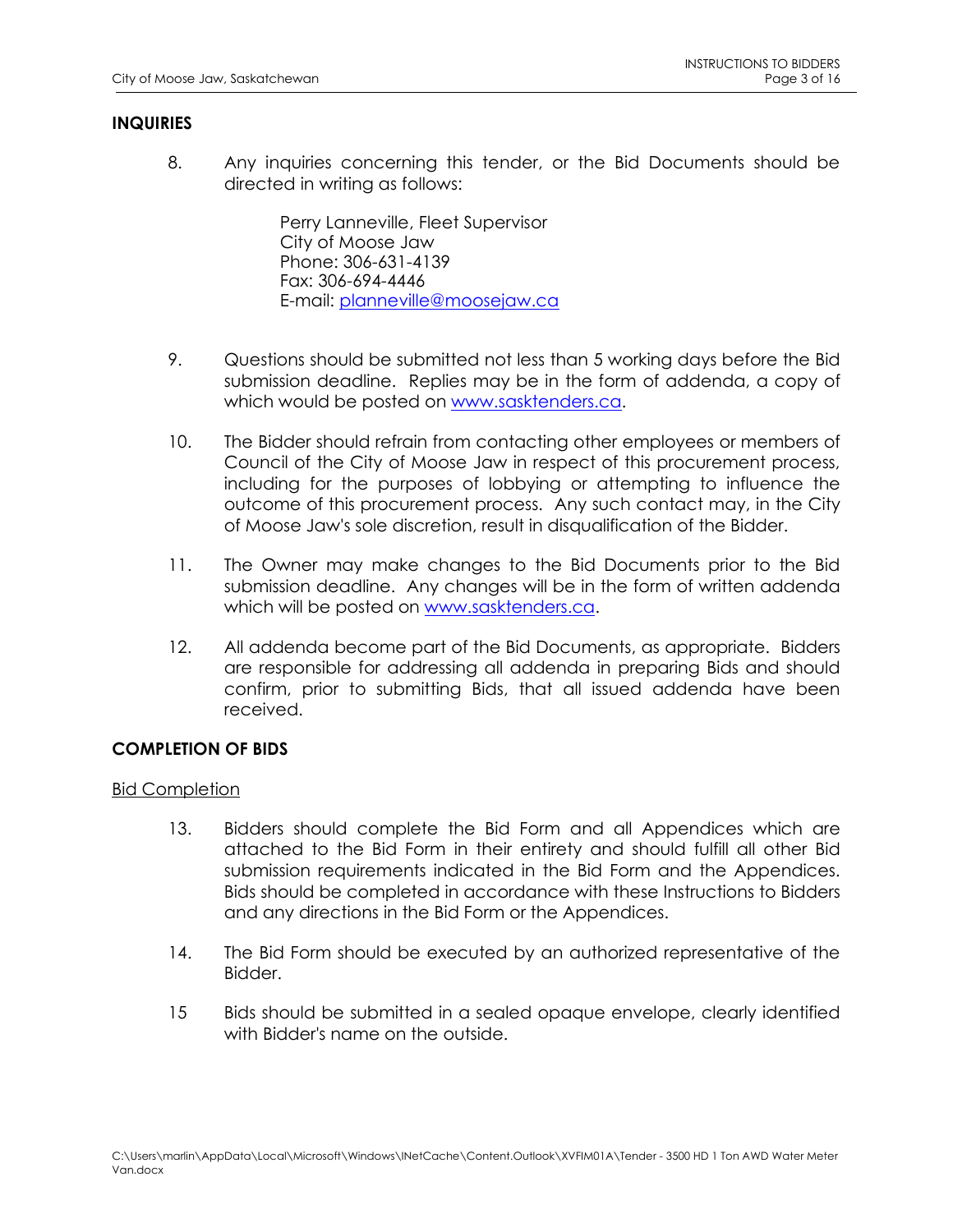## INQUIRIES

8. Any inquiries concerning this tender, or the Bid Documents should be directed in writing as follows:

   Perry Lanneville, Fleet Supervisor
   City of Moose Jaw
   Phone: 306-631-4139
   Fax: 306-694-4446
   E-mail: planneville@moosejaw.ca

9. Questions should be submitted not less than 5 working days before the Bid submission deadline. Replies may be in the form of addenda, a copy of which would be posted on www.sasktenders.ca.

10. The Bidder should refrain from contacting other employees or members of Council of the City of Moose Jaw in respect of this procurement process, including for the purposes of lobbying or attempting to influence the outcome of this procurement process. Any such contact may, in the City of Moose Jaw's sole discretion, result in disqualification of the Bidder.

11. The Owner may make changes to the Bid Documents prior to the Bid submission deadline. Any changes will be in the form of written addenda which will be posted on www.sasktenders.ca.

12. All addenda become part of the Bid Documents, as appropriate. Bidders are responsible for addressing all addenda in preparing Bids and should confirm, prior to submitting Bids, that all issued addenda have been received.

## COMPLETION OF BIDS

Bid Completion

13. Bidders should complete the Bid Form and all Appendices which are attached to the Bid Form in their entirety and should fulfill all other Bid submission requirements indicated in the Bid Form and the Appendices. Bids should be completed in accordance with these Instructions to Bidders and any directions in the Bid Form or the Appendices.

14. The Bid Form should be executed by an authorized representative of the Bidder.

15 Bids should be submitted in a sealed opaque envelope, clearly identified with Bidder's name on the outside.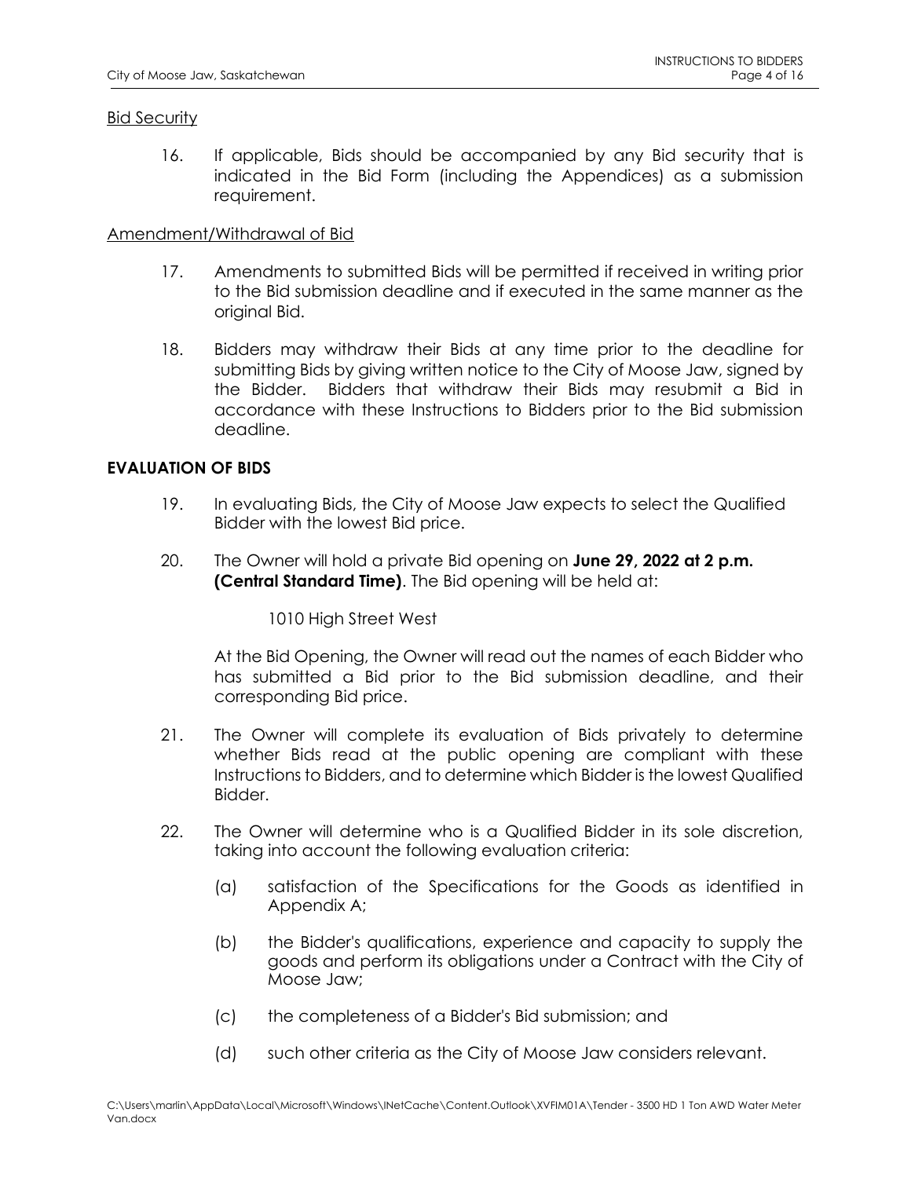<u>Bid Security</u>

16. If applicable, Bids should be accompanied by any Bid security that is indicated in the Bid Form (including the Appendices) as a submission requirement.

<u>Amendment/Withdrawal of Bid</u>

17. Amendments to submitted Bids will be permitted if received in writing prior to the Bid submission deadline and if executed in the same manner as the original Bid.

18. Bidders may withdraw their Bids at any time prior to the deadline for submitting Bids by giving written notice to the City of Moose Jaw, signed by the Bidder. Bidders that withdraw their Bids may resubmit a Bid in accordance with these Instructions to Bidders prior to the Bid submission deadline.

## EVALUATION OF BIDS

19. In evaluating Bids, the City of Moose Jaw expects to select the Qualified Bidder with the lowest Bid price.

20. The Owner will hold a private Bid opening on **June 29, 2022 at 2 p.m. (Central Standard Time)**. The Bid opening will be held at:

    1010 High Street West

    At the Bid Opening, the Owner will read out the names of each Bidder who has submitted a Bid prior to the Bid submission deadline, and their corresponding Bid price.

21. The Owner will complete its evaluation of Bids privately to determine whether Bids read at the public opening are compliant with these Instructions to Bidders, and to determine which Bidder is the lowest Qualified Bidder.

22. The Owner will determine who is a Qualified Bidder in its sole discretion, taking into account the following evaluation criteria:

    (a) satisfaction of the Specifications for the Goods as identified in Appendix A;

    (b) the Bidder's qualifications, experience and capacity to supply the goods and perform its obligations under a Contract with the City of Moose Jaw;

    (c) the completeness of a Bidder's Bid submission; and

    (d) such other criteria as the City of Moose Jaw considers relevant.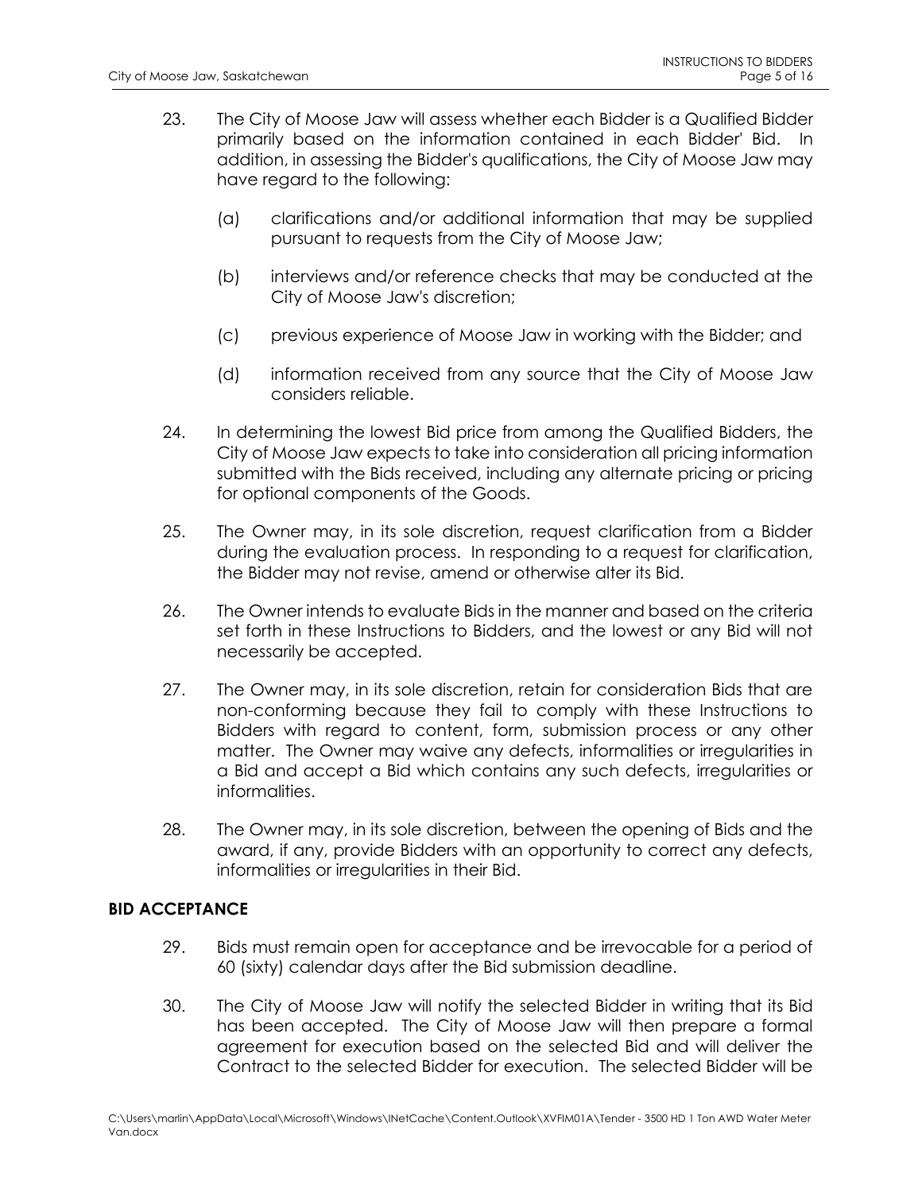23. The City of Moose Jaw will assess whether each Bidder is a Qualified Bidder primarily based on the information contained in each Bidder' Bid. In addition, in assessing the Bidder's qualifications, the City of Moose Jaw may have regard to the following:

    (a) clarifications and/or additional information that may be supplied pursuant to requests from the City of Moose Jaw;

    (b) interviews and/or reference checks that may be conducted at the City of Moose Jaw's discretion;

    (c) previous experience of Moose Jaw in working with the Bidder; and

    (d) information received from any source that the City of Moose Jaw considers reliable.

24. In determining the lowest Bid price from among the Qualified Bidders, the City of Moose Jaw expects to take into consideration all pricing information submitted with the Bids received, including any alternate pricing or pricing for optional components of the Goods.

25. The Owner may, in its sole discretion, request clarification from a Bidder during the evaluation process. In responding to a request for clarification, the Bidder may not revise, amend or otherwise alter its Bid.

26. The Owner intends to evaluate Bids in the manner and based on the criteria set forth in these Instructions to Bidders, and the lowest or any Bid will not necessarily be accepted.

27. The Owner may, in its sole discretion, retain for consideration Bids that are non-conforming because they fail to comply with these Instructions to Bidders with regard to content, form, submission process or any other matter. The Owner may waive any defects, informalities or irregularities in a Bid and accept a Bid which contains any such defects, irregularities or informalities.

28. The Owner may, in its sole discretion, between the opening of Bids and the award, if any, provide Bidders with an opportunity to correct any defects, informalities or irregularities in their Bid.

**BID ACCEPTANCE**

29. Bids must remain open for acceptance and be irrevocable for a period of 60 (sixty) calendar days after the Bid submission deadline.

30. The City of Moose Jaw will notify the selected Bidder in writing that its Bid has been accepted. The City of Moose Jaw will then prepare a formal agreement for execution based on the selected Bid and will deliver the Contract to the selected Bidder for execution. The selected Bidder will be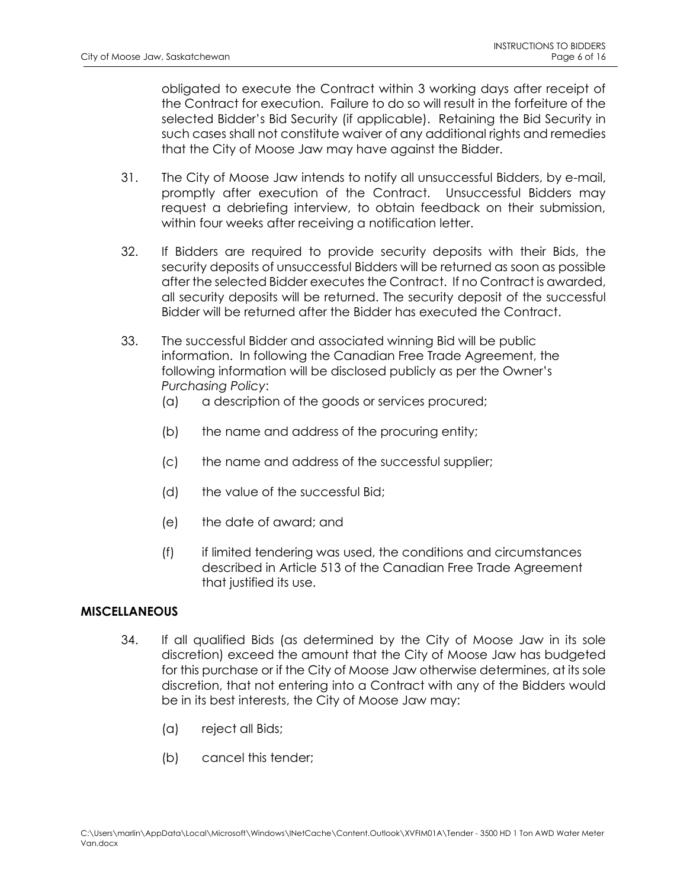obligated to execute the Contract within 3 working days after receipt of the Contract for execution. Failure to do so will result in the forfeiture of the selected Bidder's Bid Security (if applicable). Retaining the Bid Security in such cases shall not constitute waiver of any additional rights and remedies that the City of Moose Jaw may have against the Bidder.

31. The City of Moose Jaw intends to notify all unsuccessful Bidders, by e-mail, promptly after execution of the Contract. Unsuccessful Bidders may request a debriefing interview, to obtain feedback on their submission, within four weeks after receiving a notification letter.

32. If Bidders are required to provide security deposits with their Bids, the security deposits of unsuccessful Bidders will be returned as soon as possible after the selected Bidder executes the Contract. If no Contract is awarded, all security deposits will be returned. The security deposit of the successful Bidder will be returned after the Bidder has executed the Contract.

33. The successful Bidder and associated winning Bid will be public information. In following the Canadian Free Trade Agreement, the following information will be disclosed publicly as per the Owner's *Purchasing Policy*:
   - (a) a description of the goods or services procured;
   - (b) the name and address of the procuring entity;
   - (c) the name and address of the successful supplier;
   - (d) the value of the successful Bid;
   - (e) the date of award; and
   - (f) if limited tendering was used, the conditions and circumstances described in Article 513 of the Canadian Free Trade Agreement that justified its use.

## MISCELLANEOUS

34. If all qualified Bids (as determined by the City of Moose Jaw in its sole discretion) exceed the amount that the City of Moose Jaw has budgeted for this purchase or if the City of Moose Jaw otherwise determines, at its sole discretion, that not entering into a Contract with any of the Bidders would be in its best interests, the City of Moose Jaw may:
   - (a) reject all Bids;
   - (b) cancel this tender;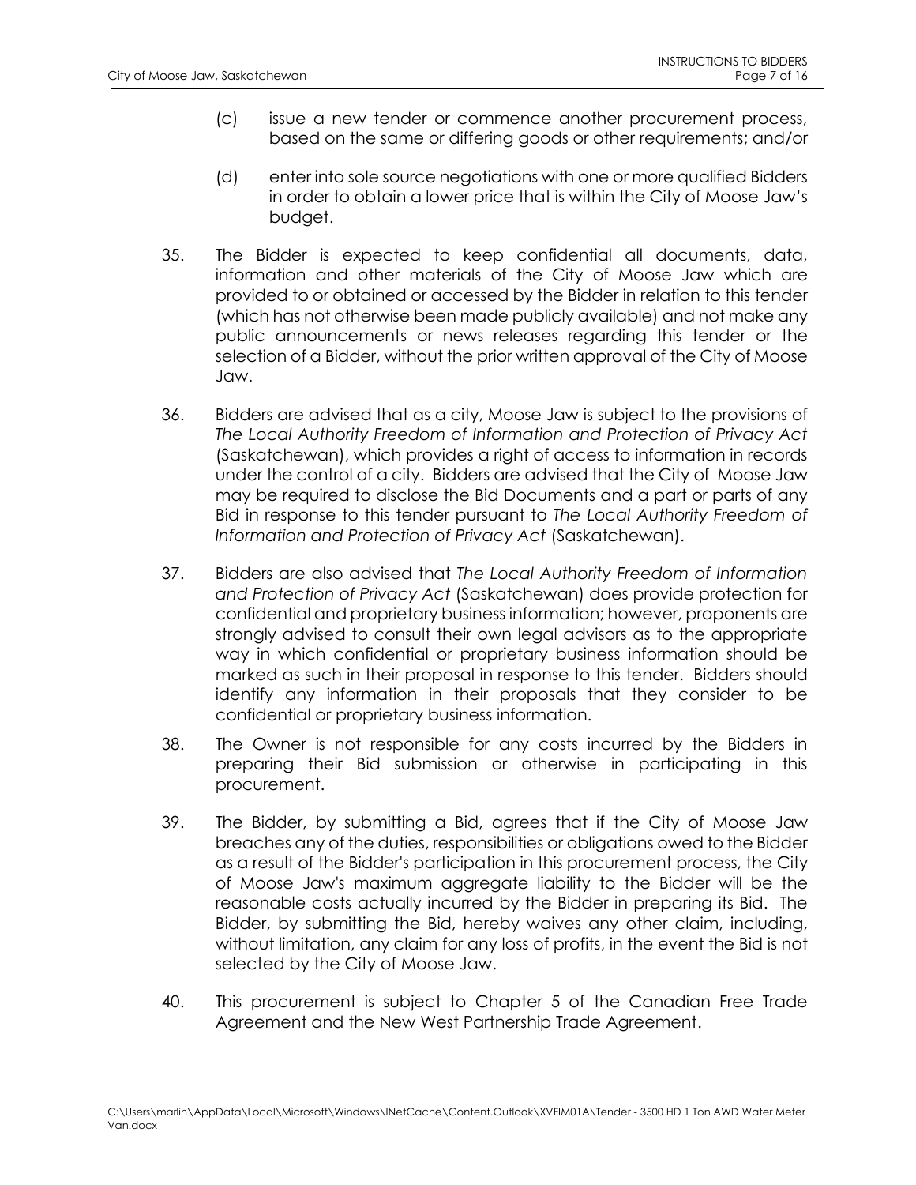(c) issue a new tender or commence another procurement process, based on the same or differing goods or other requirements; and/or

(d) enter into sole source negotiations with one or more qualified Bidders in order to obtain a lower price that is within the City of Moose Jaw's budget.

35. The Bidder is expected to keep confidential all documents, data, information and other materials of the City of Moose Jaw which are provided to or obtained or accessed by the Bidder in relation to this tender (which has not otherwise been made publicly available) and not make any public announcements or news releases regarding this tender or the selection of a Bidder, without the prior written approval of the City of Moose Jaw.

36. Bidders are advised that as a city, Moose Jaw is subject to the provisions of *The Local Authority Freedom of Information and Protection of Privacy Act* (Saskatchewan), which provides a right of access to information in records under the control of a city. Bidders are advised that the City of Moose Jaw may be required to disclose the Bid Documents and a part or parts of any Bid in response to this tender pursuant to *The Local Authority Freedom of Information and Protection of Privacy Act* (Saskatchewan).

37. Bidders are also advised that *The Local Authority Freedom of Information and Protection of Privacy Act* (Saskatchewan) does provide protection for confidential and proprietary business information; however, proponents are strongly advised to consult their own legal advisors as to the appropriate way in which confidential or proprietary business information should be marked as such in their proposal in response to this tender. Bidders should identify any information in their proposals that they consider to be confidential or proprietary business information.

38. The Owner is not responsible for any costs incurred by the Bidders in preparing their Bid submission or otherwise in participating in this procurement.

39. The Bidder, by submitting a Bid, agrees that if the City of Moose Jaw breaches any of the duties, responsibilities or obligations owed to the Bidder as a result of the Bidder's participation in this procurement process, the City of Moose Jaw's maximum aggregate liability to the Bidder will be the reasonable costs actually incurred by the Bidder in preparing its Bid. The Bidder, by submitting the Bid, hereby waives any other claim, including, without limitation, any claim for any loss of profits, in the event the Bid is not selected by the City of Moose Jaw.

40. This procurement is subject to Chapter 5 of the Canadian Free Trade Agreement and the New West Partnership Trade Agreement.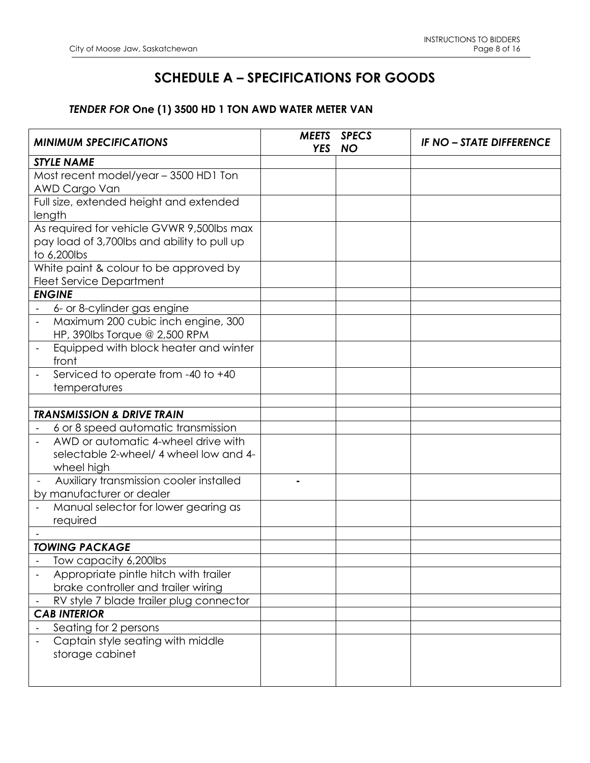## SCHEDULE A – SPECIFICATIONS FOR GOODS

### *TENDER FOR* One (1) 3500 HD 1 TON AWD WATER METER VAN

| *MINIMUM SPECIFICATIONS* | *MEETS YES* | *SPECS NO* | *IF NO – STATE DIFFERENCE* |
|---|---|---|---|
| ***STYLE NAME*** | | | |
| Most recent model/year – 3500 HD1 Ton AWD Cargo Van | | | |
| Full size, extended height and extended length | | | |
| As required for vehicle GVWR 9,500lbs max pay load of 3,700lbs and ability to pull up to 6,200lbs | | | |
| White paint & colour to be approved by Fleet Service Department | | | |
| ***ENGINE*** | | | |
| - 6- or 8-cylinder gas engine | | | |
| - Maximum 200 cubic inch engine, 300 HP, 390lbs Torque @ 2,500 RPM | | | |
| - Equipped with block heater and winter front | | | |
| - Serviced to operate from -40 to +40 temperatures | | | |
| | | | |
| ***TRANSMISSION & DRIVE TRAIN*** | | | |
| - 6 or 8 speed automatic transmission | | | |
| - AWD or automatic 4-wheel drive with selectable 2-wheel/ 4 wheel low and 4-wheel high | | | |
| - Auxiliary transmission cooler installed by manufacturer or dealer | - | | |
| - Manual selector for lower gearing as required | | | |
| - | | | |
| ***TOWING PACKAGE*** | | | |
| - Tow capacity 6,200lbs | | | |
| - Appropriate pintle hitch with trailer brake controller and trailer wiring | | | |
| - RV style 7 blade trailer plug connector | | | |
| ***CAB INTERIOR*** | | | |
| - Seating for 2 persons | | | |
| - Captain style seating with middle storage cabinet | | | |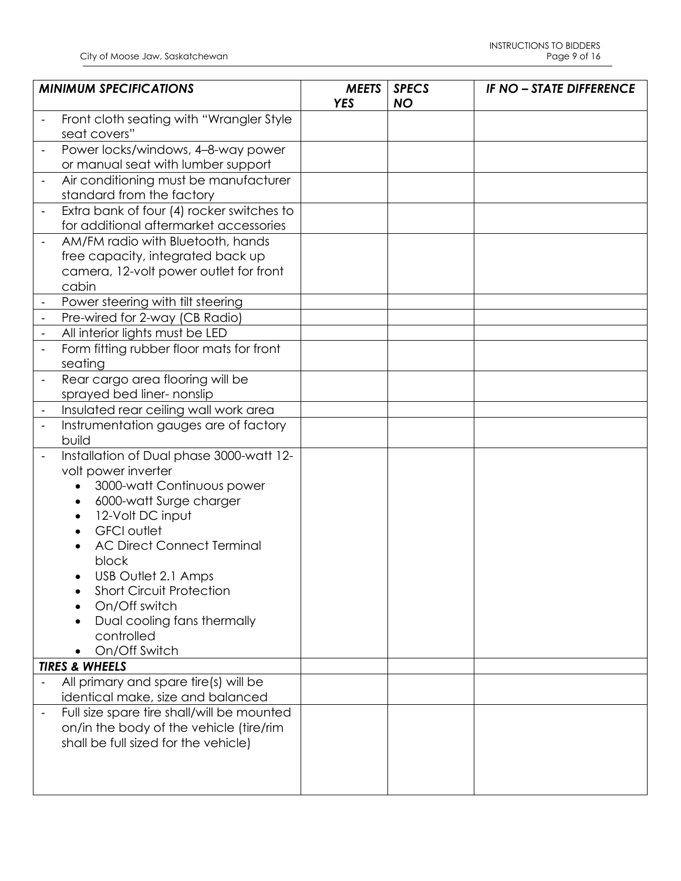| *MINIMUM SPECIFICATIONS* | *MEETS YES* | *SPECS NO* | *IF NO – STATE DIFFERENCE* |
|---|---|---|---|
| - Front cloth seating with "Wrangler Style seat covers" | | | |
| - Power locks/windows, 4–8-way power or manual seat with lumber support | | | |
| - Air conditioning must be manufacturer standard from the factory | | | |
| - Extra bank of four (4) rocker switches to for additional aftermarket accessories | | | |
| - AM/FM radio with Bluetooth, hands free capacity, integrated back up camera, 12-volt power outlet for front cabin | | | |
| - Power steering with tilt steering | | | |
| - Pre-wired for 2-way (CB Radio) | | | |
| - All interior lights must be LED | | | |
| - Form fitting rubber floor mats for front seating | | | |
| - Rear cargo area flooring will be sprayed bed liner- nonslip | | | |
| - Insulated rear ceiling wall work area | | | |
| - Instrumentation gauges are of factory build | | | |
| - Installation of Dual phase 3000-watt 12-volt power inverter<br>• 3000-watt Continuous power<br>• 6000-watt Surge charger<br>• 12-Volt DC input<br>• GFCI outlet<br>• AC Direct Connect Terminal block<br>• USB Outlet 2.1 Amps<br>• Short Circuit Protection<br>• On/Off switch<br>• Dual cooling fans thermally controlled<br>• On/Off Switch | | | |
| ***TIRES & WHEELS*** | | | |
| - All primary and spare tire(s) will be identical make, size and balanced | | | |
| - Full size spare tire shall/will be mounted on/in the body of the vehicle (tire/rim shall be full sized for the vehicle) | | | |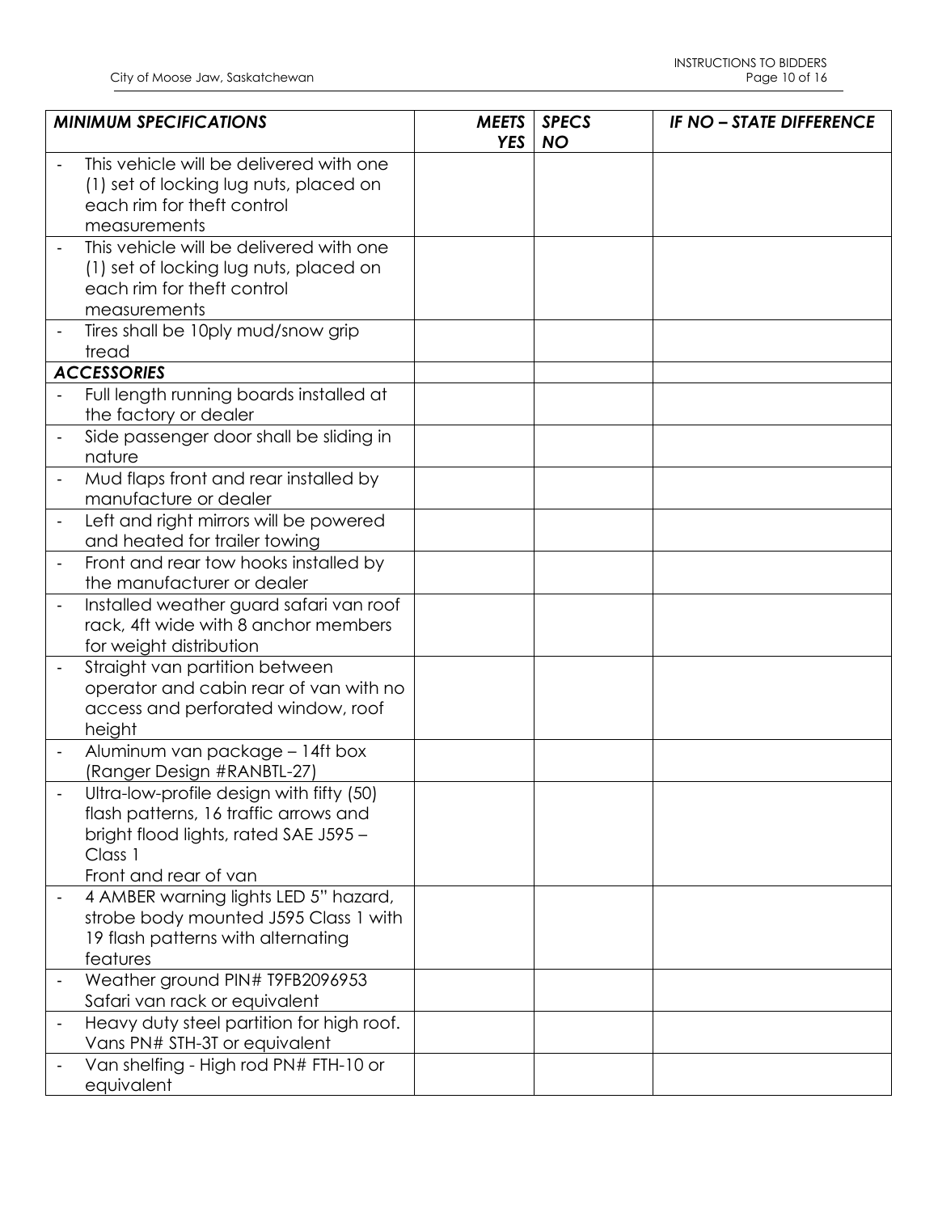| *MINIMUM SPECIFICATIONS* | *MEETS YES* | *SPECS NO* | *IF NO – STATE DIFFERENCE* |
|---|---|---|---|
| - This vehicle will be delivered with one (1) set of locking lug nuts, placed on each rim for theft control measurements | | | |
| - This vehicle will be delivered with one (1) set of locking lug nuts, placed on each rim for theft control measurements | | | |
| - Tires shall be 10ply mud/snow grip tread | | | |
| ***ACCESSORIES*** | | | |
| - Full length running boards installed at the factory or dealer | | | |
| - Side passenger door shall be sliding in nature | | | |
| - Mud flaps front and rear installed by manufacture or dealer | | | |
| - Left and right mirrors will be powered and heated for trailer towing | | | |
| - Front and rear tow hooks installed by the manufacturer or dealer | | | |
| - Installed weather guard safari van roof rack, 4ft wide with 8 anchor members for weight distribution | | | |
| - Straight van partition between operator and cabin rear of van with no access and perforated window, roof height | | | |
| - Aluminum van package – 14ft box (Ranger Design #RANBTL-27) | | | |
| - Ultra-low-profile design with fifty (50) flash patterns, 16 traffic arrows and bright flood lights, rated SAE J595 – Class 1<br>Front and rear of van | | | |
| - 4 AMBER warning lights LED 5" hazard, strobe body mounted J595 Class 1 with 19 flash patterns with alternating features | | | |
| - Weather ground PIN# T9FB2096953 Safari van rack or equivalent | | | |
| - Heavy duty steel partition for high roof. Vans PN# STH-3T or equivalent | | | |
| - Van shelfing - High rod PN# FTH-10 or equivalent | | | |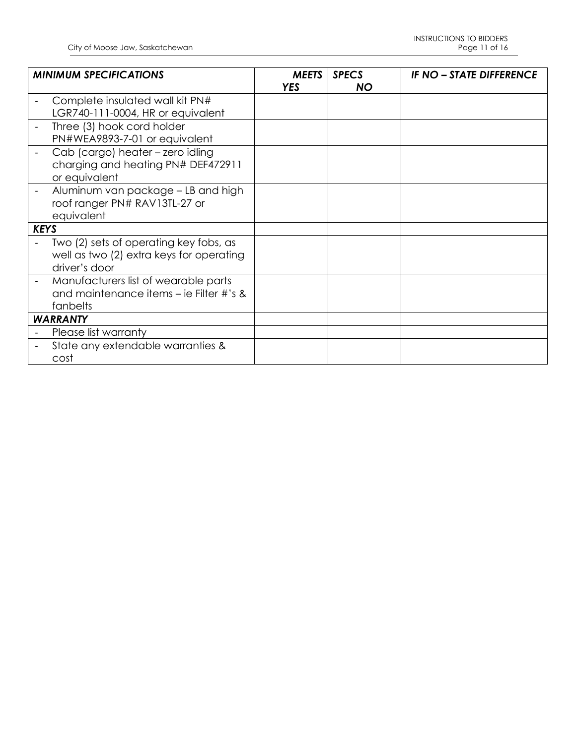| *MINIMUM SPECIFICATIONS* | *MEETS YES* | *SPECS NO* | *IF NO – STATE DIFFERENCE* |
|---|---|---|---|
| - Complete insulated wall kit PN# LGR740-111-0004, HR or equivalent | | | |
| - Three (3) hook cord holder PN#WEA9893-7-01 or equivalent | | | |
| - Cab (cargo) heater – zero idling charging and heating PN# DEF472911 or equivalent | | | |
| - Aluminum van package – LB and high roof ranger PN# RAV13TL-27 or equivalent | | | |
| ***KEYS*** | | | |
| - Two (2) sets of operating key fobs, as well as two (2) extra keys for operating driver's door | | | |
| - Manufacturers list of wearable parts and maintenance items – ie Filter #'s & fanbelts | | | |
| ***WARRANTY*** | | | |
| - Please list warranty | | | |
| - State any extendable warranties & cost | | | |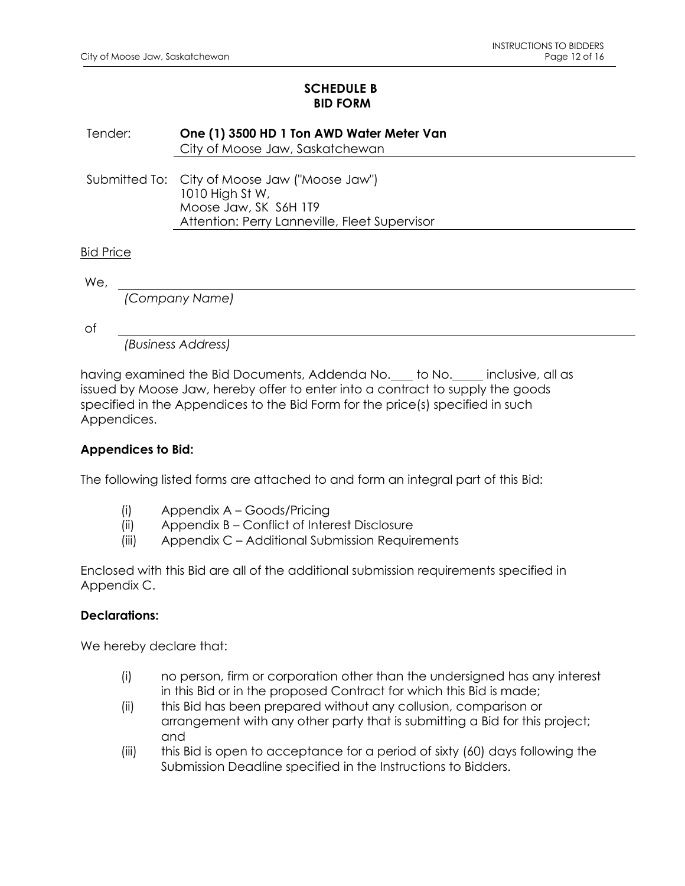# SCHEDULE B
## BID FORM

Tender: **One (1) 3500 HD 1 Ton AWD Water Meter Van**
City of Moose Jaw, Saskatchewan

Submitted To: City of Moose Jaw ("Moose Jaw")
1010 High St W,
Moose Jaw, SK S6H 1T9
Attention: Perry Lanneville, Fleet Supervisor

Bid Price

We, ______________________________________________
*(Company Name)*

of ______________________________________________
*(Business Address)*

having examined the Bid Documents, Addenda No.____ to No._____ inclusive, all as issued by Moose Jaw, hereby offer to enter into a contract to supply the goods specified in the Appendices to the Bid Form for the price(s) specified in such Appendices.

**Appendices to Bid:**

The following listed forms are attached to and form an integral part of this Bid:

- (i) Appendix A – Goods/Pricing
- (ii) Appendix B – Conflict of Interest Disclosure
- (iii) Appendix C – Additional Submission Requirements

Enclosed with this Bid are all of the additional submission requirements specified in Appendix C.

**Declarations:**

We hereby declare that:

- (i) no person, firm or corporation other than the undersigned has any interest in this Bid or in the proposed Contract for which this Bid is made;
- (ii) this Bid has been prepared without any collusion, comparison or arrangement with any other party that is submitting a Bid for this project; and
- (iii) this Bid is open to acceptance for a period of sixty (60) days following the Submission Deadline specified in the Instructions to Bidders.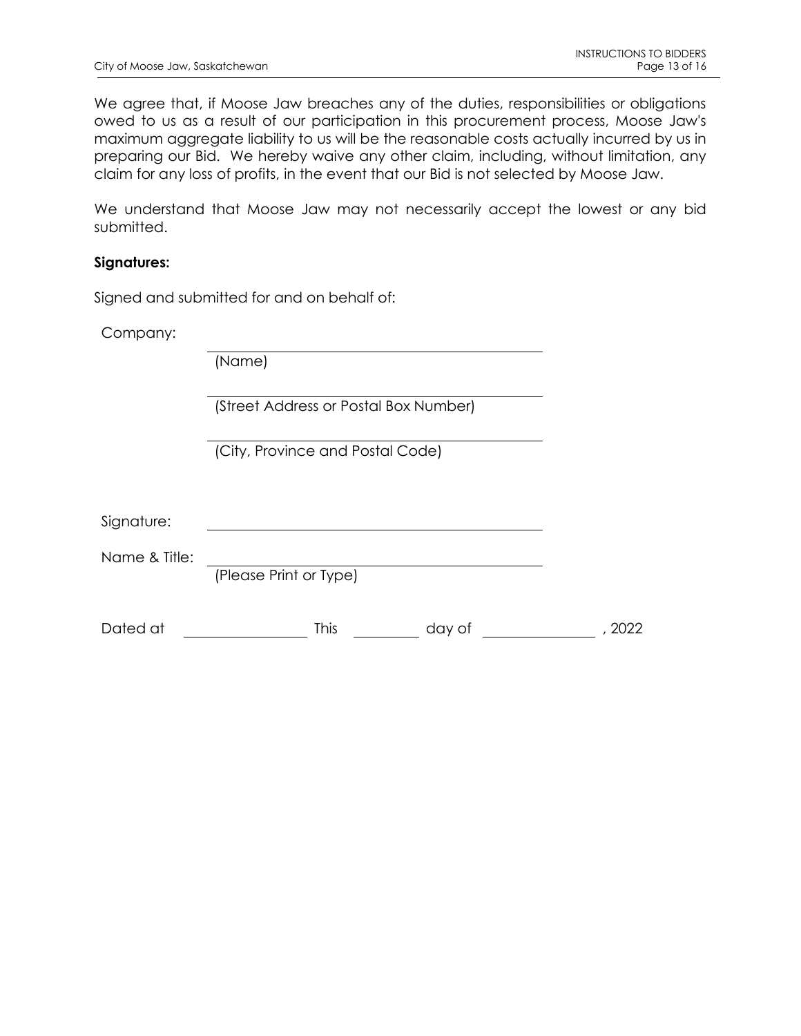We agree that, if Moose Jaw breaches any of the duties, responsibilities or obligations owed to us as a result of our participation in this procurement process, Moose Jaw's maximum aggregate liability to us will be the reasonable costs actually incurred by us in preparing our Bid. We hereby waive any other claim, including, without limitation, any claim for any loss of profits, in the event that our Bid is not selected by Moose Jaw.

We understand that Moose Jaw may not necessarily accept the lowest or any bid submitted.

**Signatures:**

Signed and submitted for and on behalf of:

Company: \_\_\_\_\_\_\_\_\_\_\_\_\_\_\_\_\_\_\_\_\_\_\_\_\_\_\_\_\_\_\_\_\_\_\_\_\_\_\_\_
(Name)

\_\_\_\_\_\_\_\_\_\_\_\_\_\_\_\_\_\_\_\_\_\_\_\_\_\_\_\_\_\_\_\_\_\_\_\_\_\_\_\_
(Street Address or Postal Box Number)

\_\_\_\_\_\_\_\_\_\_\_\_\_\_\_\_\_\_\_\_\_\_\_\_\_\_\_\_\_\_\_\_\_\_\_\_\_\_\_\_
(City, Province and Postal Code)

Signature: \_\_\_\_\_\_\_\_\_\_\_\_\_\_\_\_\_\_\_\_\_\_\_\_\_\_\_\_\_\_\_\_\_\_\_\_\_\_\_\_

Name & Title: \_\_\_\_\_\_\_\_\_\_\_\_\_\_\_\_\_\_\_\_\_\_\_\_\_\_\_\_\_\_\_\_\_\_\_\_\_\_\_\_
(Please Print or Type)

Dated at \_\_\_\_\_\_\_\_\_\_\_\_\_\_\_\_ This \_\_\_\_\_\_\_\_\_ day of \_\_\_\_\_\_\_\_\_\_\_\_\_\_\_ , 2022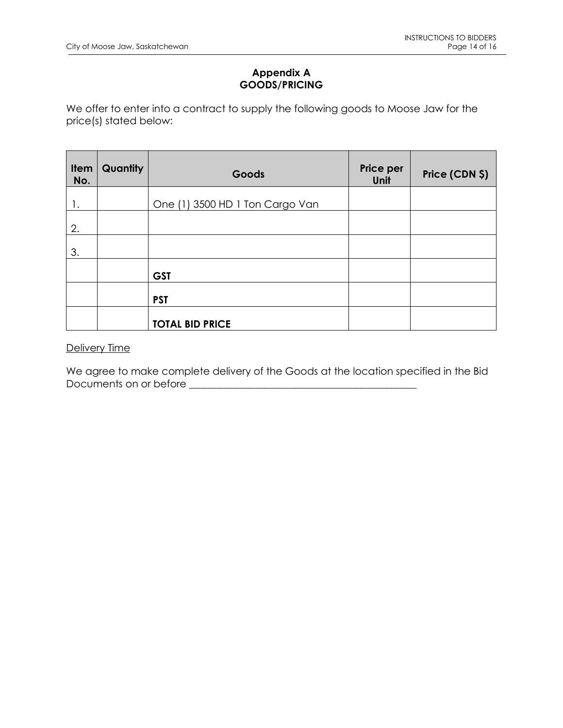## Appendix A
## GOODS/PRICING

We offer to enter into a contract to supply the following goods to Moose Jaw for the price(s) stated below:

| Item No. | Quantity | Goods | Price per Unit | Price (CDN $) |
|---|---|---|---|---|
| 1. | | One (1) 3500 HD 1 Ton Cargo Van | | |
| 2. | | | | |
| 3. | | | | |
| | | **GST** | | |
| | | **PST** | | |
| | | **TOTAL BID PRICE** | | |

<u>Delivery Time</u>

We agree to make complete delivery of the Goods at the location specified in the Bid Documents on or before _______________________________________________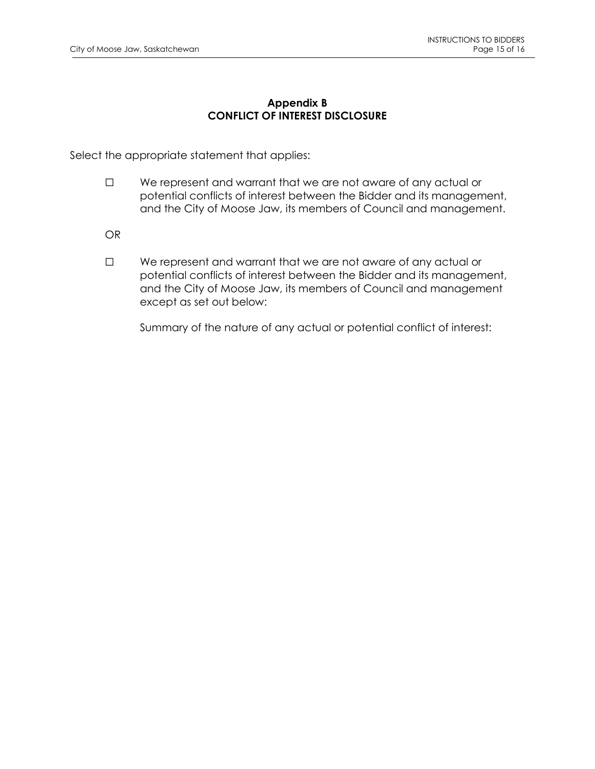## Appendix B
## CONFLICT OF INTEREST DISCLOSURE

Select the appropriate statement that applies:

☐ We represent and warrant that we are not aware of any actual or potential conflicts of interest between the Bidder and its management, and the City of Moose Jaw, its members of Council and management.

OR

☐ We represent and warrant that we are not aware of any actual or potential conflicts of interest between the Bidder and its management, and the City of Moose Jaw, its members of Council and management except as set out below:

Summary of the nature of any actual or potential conflict of interest: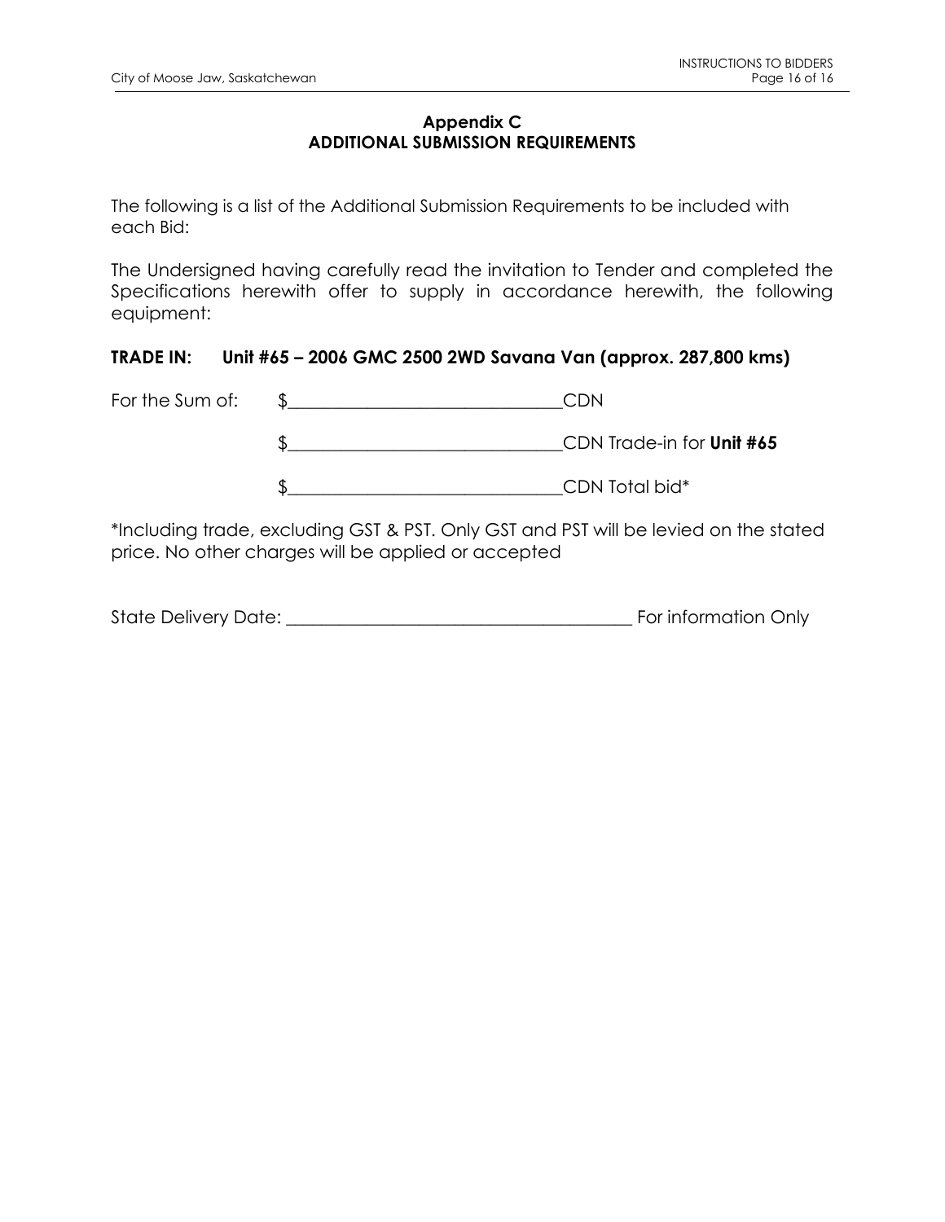## Appendix C
## ADDITIONAL SUBMISSION REQUIREMENTS

The following is a list of the Additional Submission Requirements to be included with each Bid:

The Undersigned having carefully read the invitation to Tender and completed the Specifications herewith offer to supply in accordance herewith, the following equipment:

**TRADE IN: Unit #65 – 2006 GMC 2500 2WD Savana Van (approx. 287,800 kms)**

For the Sum of: $______________________________CDN

$______________________________CDN Trade-in for **Unit #65**

$______________________________CDN Total bid*

*Including trade, excluding GST & PST. Only GST and PST will be levied on the stated price. No other charges will be applied or accepted

State Delivery Date: ________________________________________ For information Only